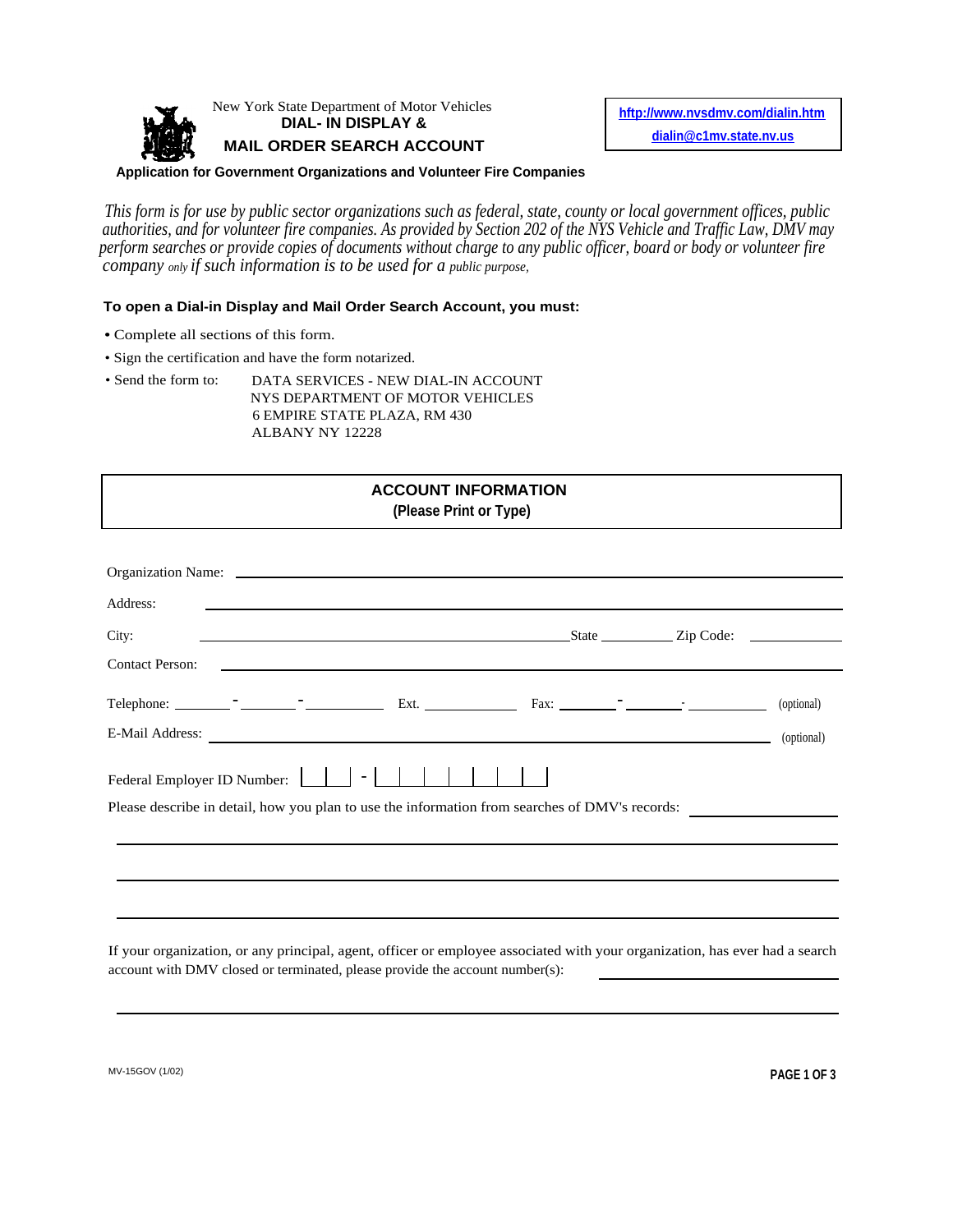New York State Department of Motor Vehicles

# DIAL- IN DISPLAY & MAIL ORDER SEARCH ACCOUNT

**Application for Government Organizations and Volunteer Fire Companies**

hftp://www.nvsdmv.com/dialin.htm
dialin@c1mv.state.nv.us

*This form is for use by public sector organizations such as federal, state, county or local government offices, public authorities, and for volunteer fire companies. As provided by Section 202 of the NYS Vehicle and Traffic Law, DMV may perform searches or provide copies of documents without charge to any public officer, board or body or volunteer fire company only if such information is to be used for a public purpose,*

**To open a Dial-in Display and Mail Order Search Account, you must:**

- Complete all sections of this form.
- Sign the certification and have the form notarized.
- Send the form to: DATA SERVICES - NEW DIAL-IN ACCOUNT
  NYS DEPARTMENT OF MOTOR VEHICLES
  6 EMPIRE STATE PLAZA, RM 430
  ALBANY NY 12228

## ACCOUNT INFORMATION

**(Please Print or Type)**

Organization Name: ______________________________________________

Address: ______________________________________________

City: ______________________ State __________ Zip Code: ____________

Contact Person: ______________________________________________

Telephone: ______ - ______ - ________ Ext. __________ Fax: ______ - ______ - ________ (optional)

E-Mail Address: ______________________________________________ (optional)

Federal Employer ID Number: [ | ] - [ | | | | | | ]

Please describe in detail, how you plan to use the information from searches of DMV's records: ____________

______________________________________________

______________________________________________

______________________________________________

If your organization, or any principal, agent, officer or employee associated with your organization, has ever had a search account with DMV closed or terminated, please provide the account number(s): ____________

______________________________________________

MV-15GOV (1/02)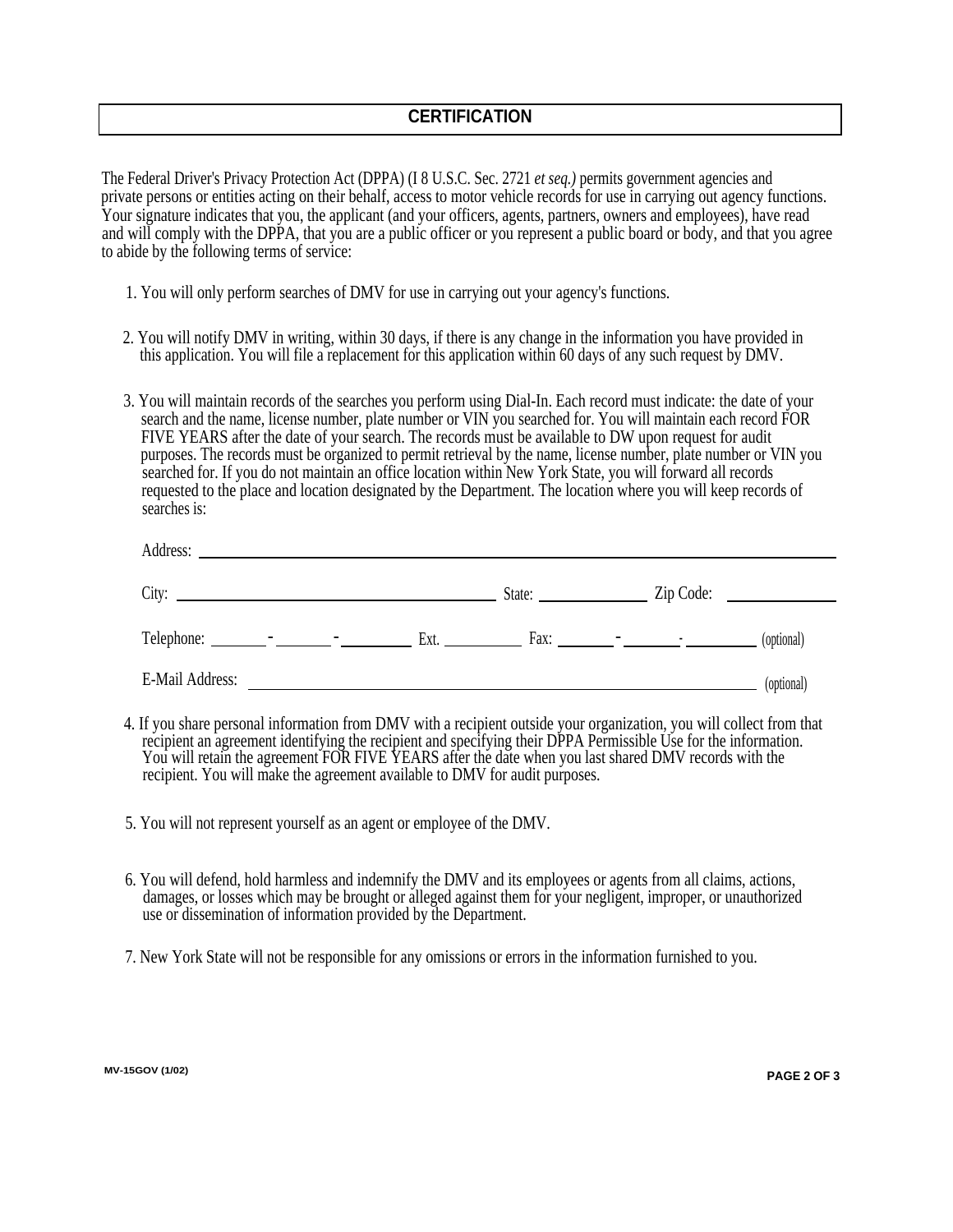# CERTIFICATION

The Federal Driver's Privacy Protection Act (DPPA) (I 8 U.S.C. Sec. 2721 *et seq.)* permits government agencies and private persons or entities acting on their behalf, access to motor vehicle records for use in carrying out agency functions. Your signature indicates that you, the applicant (and your officers, agents, partners, owners and employees), have read and will comply with the DPPA, that you are a public officer or you represent a public board or body, and that you agree to abide by the following terms of service:

1. You will only perform searches of DMV for use in carrying out your agency's functions.

2. You will notify DMV in writing, within 30 days, if there is any change in the information you have provided in this application. You will file a replacement for this application within 60 days of any such request by DMV.

3. You will maintain records of the searches you perform using Dial-In. Each record must indicate: the date of your search and the name, license number, plate number or VIN you searched for. You will maintain each record FOR FIVE YEARS after the date of your search. The records must be available to DW upon request for audit purposes. The records must be organized to permit retrieval by the name, license number, plate number or VIN you searched for. If you do not maintain an office location within New York State, you will forward all records requested to the place and location designated by the Department. The location where you will keep records of searches is:

   Address: ______________________________

   City: ____________________ State: __________ Zip Code: __________

   Telephone: _____ - _____ - _______ Ext. _______ Fax: _____ - _____ - _______ (optional)

   E-Mail Address: ______________________________ (optional)

4. If you share personal information from DMV with a recipient outside your organization, you will collect from that recipient an agreement identifying the recipient and specifying their DPPA Permissible Use for the information. You will retain the agreement FOR FIVE YEARS after the date when you last shared DMV records with the recipient. You will make the agreement available to DMV for audit purposes.

5. You will not represent yourself as an agent or employee of the DMV.

6. You will defend, hold harmless and indemnify the DMV and its employees or agents from all claims, actions, damages, or losses which may be brought or alleged against them for your negligent, improper, or unauthorized use or dissemination of information provided by the Department.

7. New York State will not be responsible for any omissions or errors in the information furnished to you.

MV-15GOV (1/02)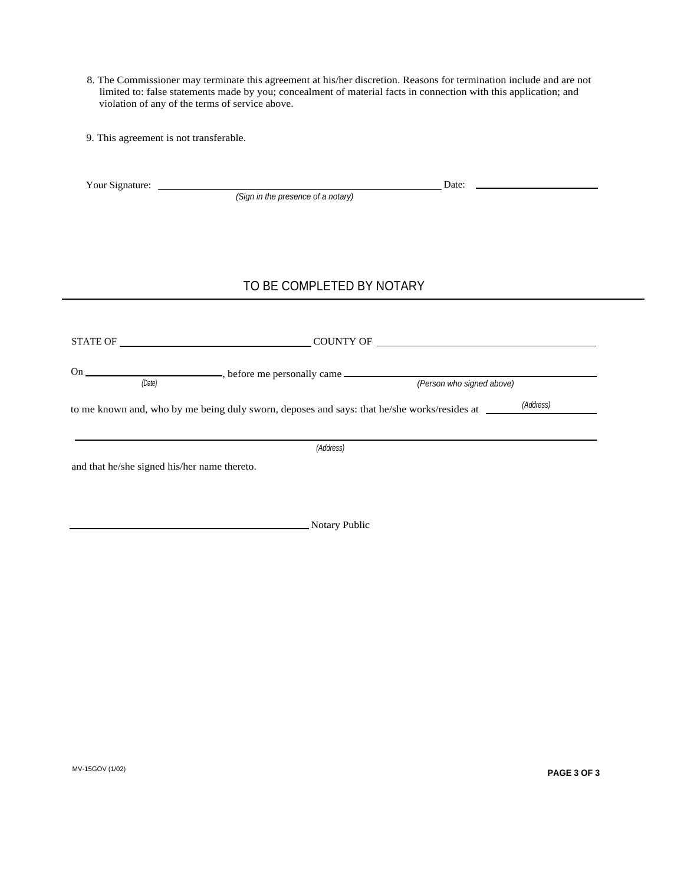8. The Commissioner may terminate this agreement at his/her discretion. Reasons for termination include and are not limited to: false statements made by you; concealment of material facts in connection with this application; and violation of any of the terms of service above.

9. This agreement is not transferable.

Your Signature: ______________________________ Date: ______________
*(Sign in the presence of a notary)*

## TO BE COMPLETED BY NOTARY

STATE OF ______________________ COUNTY OF ______________________

On ______________ *(Date)*, before me personally came ______________________ *(Person who signed above)*,

to me known and, who by me being duly sworn, deposes and says: that he/she works/resides at ______________ *(Address)*

______________________________________________ *(Address)*

and that he/she signed his/her name thereto.

______________________________ Notary Public

MV-15GOV (1/02)